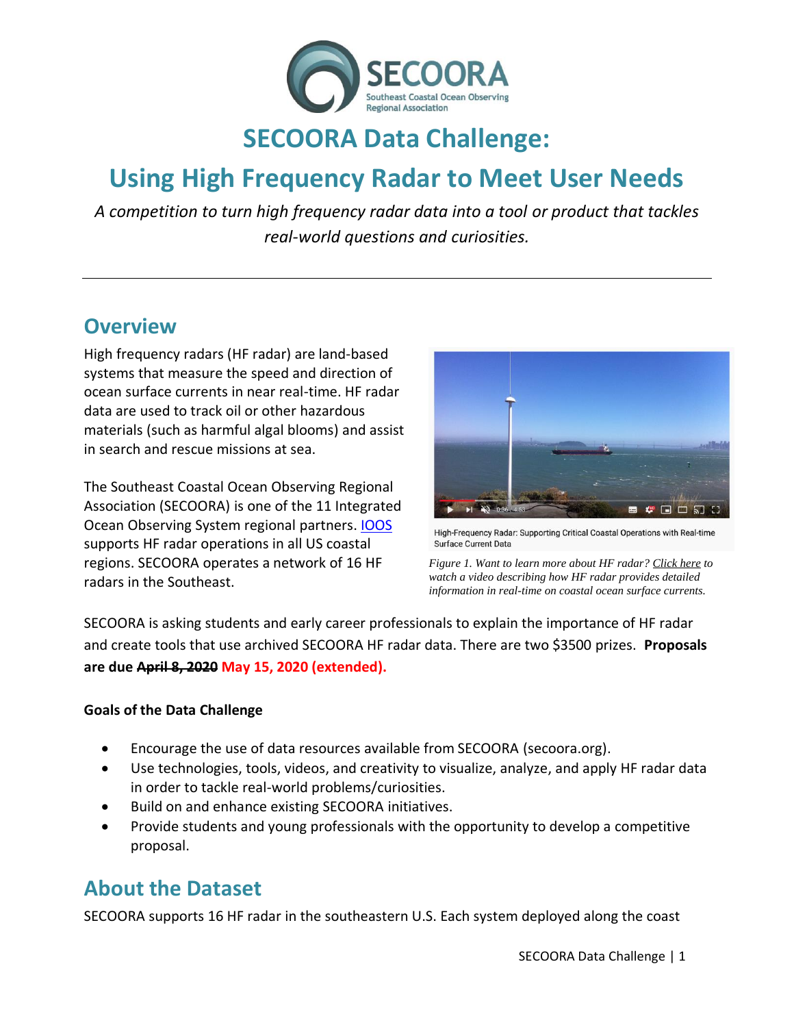# SECOORA Data Challenge:

# Using High Frequency Radar to Meet User Needs

*A competition to turn high frequency radar data into a tool or product that tackles real-world questions and curiosities.*

---

## Overview

High frequency radars (HF radar) are land-based systems that measure the speed and direction of ocean surface currents in near real-time. HF radar data are used to track oil or other hazardous materials (such as harmful algal blooms) and assist in search and rescue missions at sea.

The Southeast Coastal Ocean Observing Regional Association (SECOORA) is one of the 11 Integrated Ocean Observing System regional partners. IOOS supports HF radar operations in all US coastal regions. SECOORA operates a network of 16 HF radars in the Southeast.

High-Frequency Radar: Supporting Critical Coastal Operations with Real-time Surface Current Data

*Figure 1. Want to learn more about HF radar? Click here to watch a video describing how HF radar provides detailed information in real-time on coastal ocean surface currents.*

SECOORA is asking students and early career professionals to explain the importance of HF radar and create tools that use archived SECOORA HF radar data. There are two $3500 prizes. **Proposals are due ~~April 8, 2020~~ May 15, 2020 (extended).**

#### Goals of the Data Challenge

- Encourage the use of data resources available from SECOORA (secoora.org).
- Use technologies, tools, videos, and creativity to visualize, analyze, and apply HF radar data in order to tackle real-world problems/curiosities.
- Build on and enhance existing SECOORA initiatives.
- Provide students and young professionals with the opportunity to develop a competitive proposal.

## About the Dataset

SECOORA supports 16 HF radar in the southeastern U.S. Each system deployed along the coast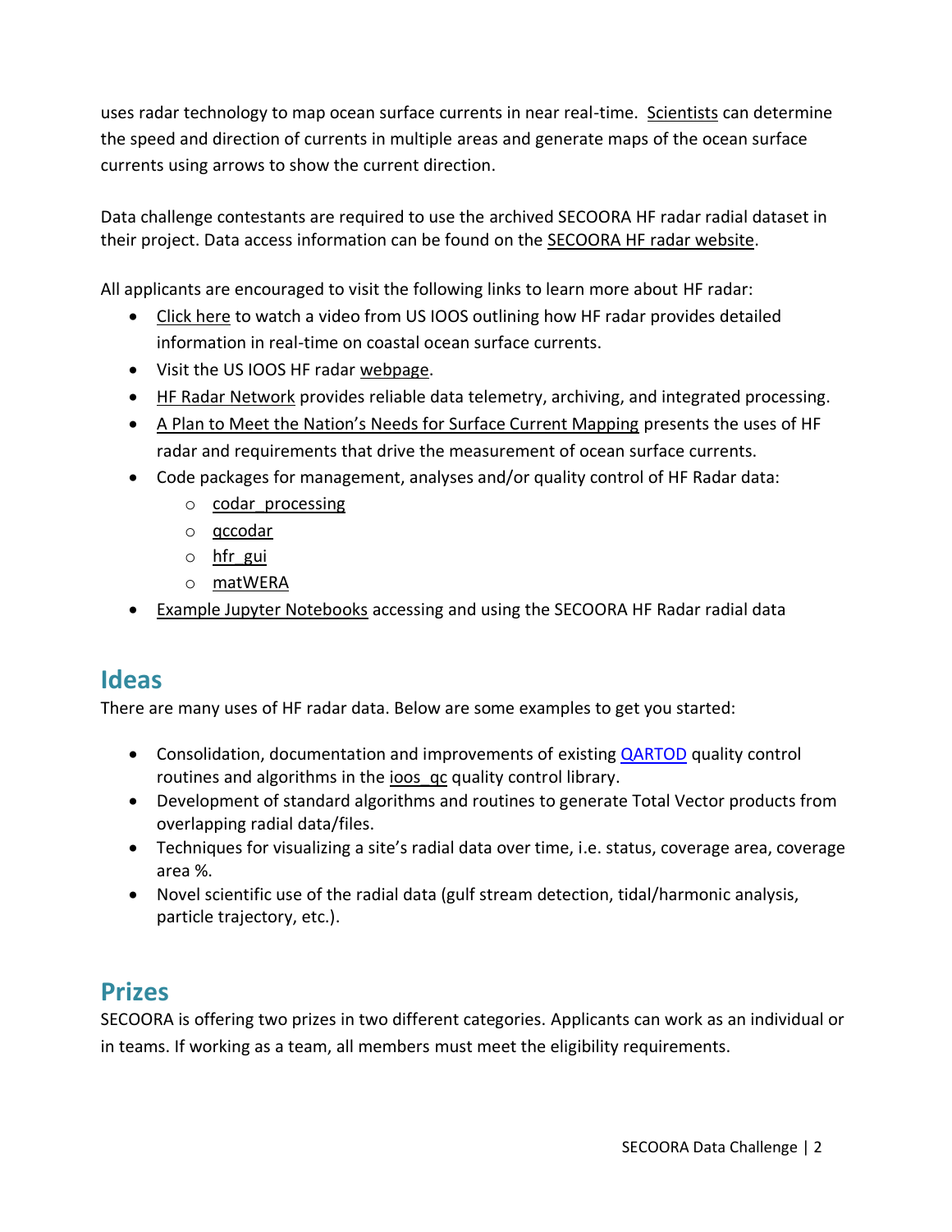uses radar technology to map ocean surface currents in near real-time. Scientists can determine the speed and direction of currents in multiple areas and generate maps of the ocean surface currents using arrows to show the current direction.

Data challenge contestants are required to use the archived SECOORA HF radar radial dataset in their project. Data access information can be found on the SECOORA HF radar website.

All applicants are encouraged to visit the following links to learn more about HF radar:

- Click here to watch a video from US IOOS outlining how HF radar provides detailed information in real-time on coastal ocean surface currents.
- Visit the US IOOS HF radar webpage.
- HF Radar Network provides reliable data telemetry, archiving, and integrated processing.
- A Plan to Meet the Nation's Needs for Surface Current Mapping presents the uses of HF radar and requirements that drive the measurement of ocean surface currents.
- Code packages for management, analyses and/or quality control of HF Radar data:
  - codar_processing
  - qccodar
  - hfr_gui
  - matWERA
- Example Jupyter Notebooks accessing and using the SECOORA HF Radar radial data

## Ideas

There are many uses of HF radar data. Below are some examples to get you started:

- Consolidation, documentation and improvements of existing QARTOD quality control routines and algorithms in the ioos_qc quality control library.
- Development of standard algorithms and routines to generate Total Vector products from overlapping radial data/files.
- Techniques for visualizing a site's radial data over time, i.e. status, coverage area, coverage area %.
- Novel scientific use of the radial data (gulf stream detection, tidal/harmonic analysis, particle trajectory, etc.).

## Prizes

SECOORA is offering two prizes in two different categories. Applicants can work as an individual or in teams. If working as a team, all members must meet the eligibility requirements.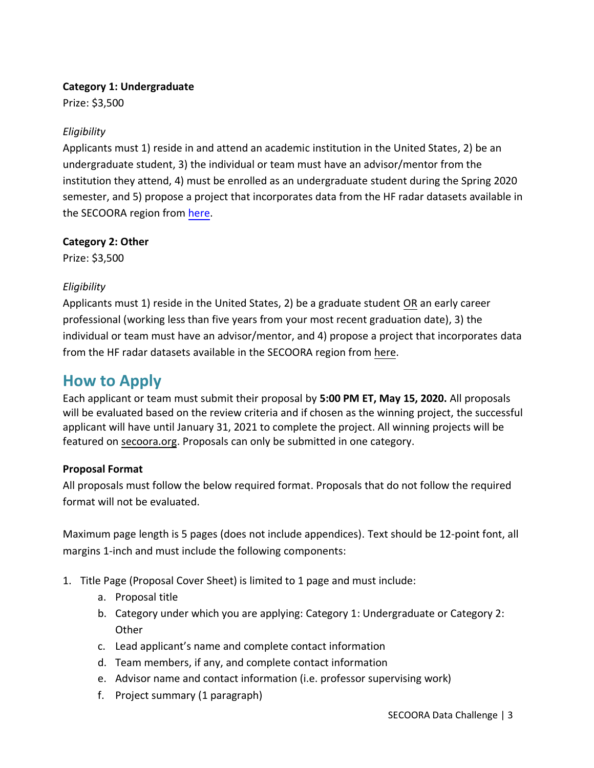**Category 1: Undergraduate**

Prize: $3,500

*Eligibility*

Applicants must 1) reside in and attend an academic institution in the United States, 2) be an undergraduate student, 3) the individual or team must have an advisor/mentor from the institution they attend, 4) must be enrolled as an undergraduate student during the Spring 2020 semester, and 5) propose a project that incorporates data from the HF radar datasets available in the SECOORA region from here.

**Category 2: Other**

Prize: $3,500

*Eligibility*

Applicants must 1) reside in the United States, 2) be a graduate student OR an early career professional (working less than five years from your most recent graduation date), 3) the individual or team must have an advisor/mentor, and 4) propose a project that incorporates data from the HF radar datasets available in the SECOORA region from here.

## How to Apply

Each applicant or team must submit their proposal by **5:00 PM ET, May 15, 2020.** All proposals will be evaluated based on the review criteria and if chosen as the winning project, the successful applicant will have until January 31, 2021 to complete the project. All winning projects will be featured on secoora.org. Proposals can only be submitted in one category.

**Proposal Format**

All proposals must follow the below required format. Proposals that do not follow the required format will not be evaluated.

Maximum page length is 5 pages (does not include appendices). Text should be 12-point font, all margins 1-inch and must include the following components:

1. Title Page (Proposal Cover Sheet) is limited to 1 page and must include:
   a. Proposal title
   b. Category under which you are applying: Category 1: Undergraduate or Category 2: Other
   c. Lead applicant's name and complete contact information
   d. Team members, if any, and complete contact information
   e. Advisor name and contact information (i.e. professor supervising work)
   f. Project summary (1 paragraph)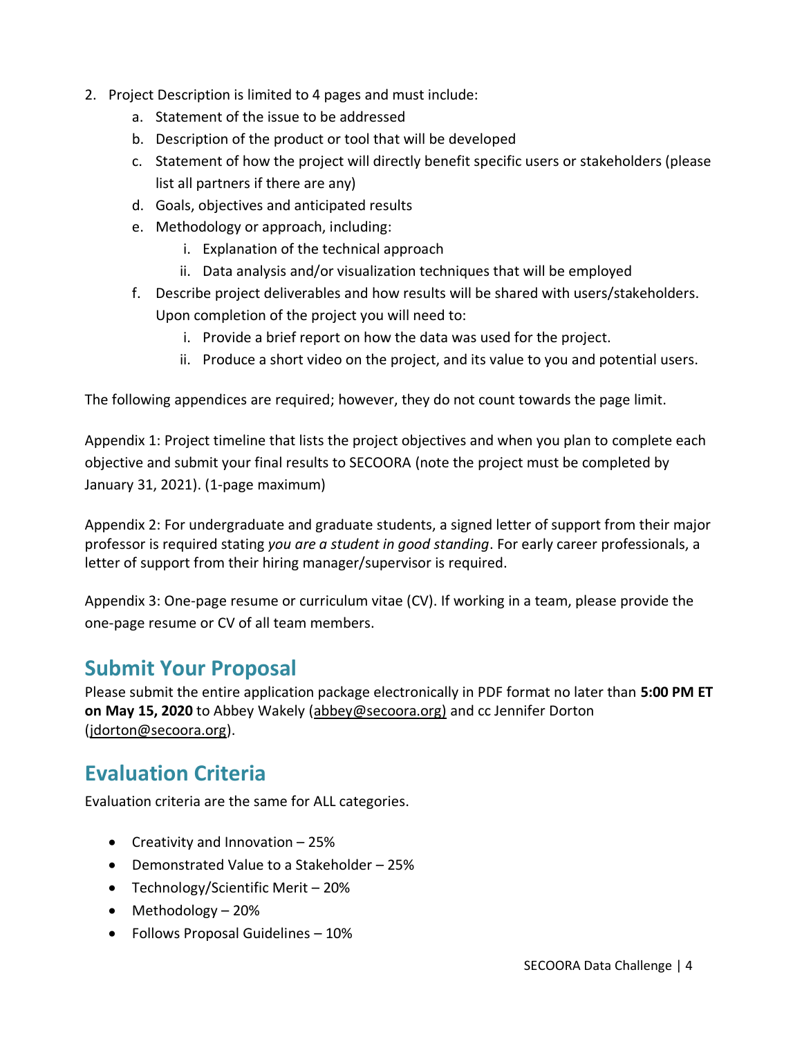2. Project Description is limited to 4 pages and must include:
   a. Statement of the issue to be addressed
   b. Description of the product or tool that will be developed
   c. Statement of how the project will directly benefit specific users or stakeholders (please list all partners if there are any)
   d. Goals, objectives and anticipated results
   e. Methodology or approach, including:
      i. Explanation of the technical approach
      ii. Data analysis and/or visualization techniques that will be employed
   f. Describe project deliverables and how results will be shared with users/stakeholders. Upon completion of the project you will need to:
      i. Provide a brief report on how the data was used for the project.
      ii. Produce a short video on the project, and its value to you and potential users.

The following appendices are required; however, they do not count towards the page limit.

Appendix 1: Project timeline that lists the project objectives and when you plan to complete each objective and submit your final results to SECOORA (note the project must be completed by January 31, 2021). (1-page maximum)

Appendix 2: For undergraduate and graduate students, a signed letter of support from their major professor is required stating *you are a student in good standing*. For early career professionals, a letter of support from their hiring manager/supervisor is required.

Appendix 3: One-page resume or curriculum vitae (CV). If working in a team, please provide the one-page resume or CV of all team members.

## Submit Your Proposal

Please submit the entire application package electronically in PDF format no later than **5:00 PM ET on May 15, 2020** to Abbey Wakely (abbey@secoora.org) and cc Jennifer Dorton (jdorton@secoora.org).

## Evaluation Criteria

Evaluation criteria are the same for ALL categories.

- Creativity and Innovation – 25%
- Demonstrated Value to a Stakeholder – 25%
- Technology/Scientific Merit – 20%
- Methodology – 20%
- Follows Proposal Guidelines – 10%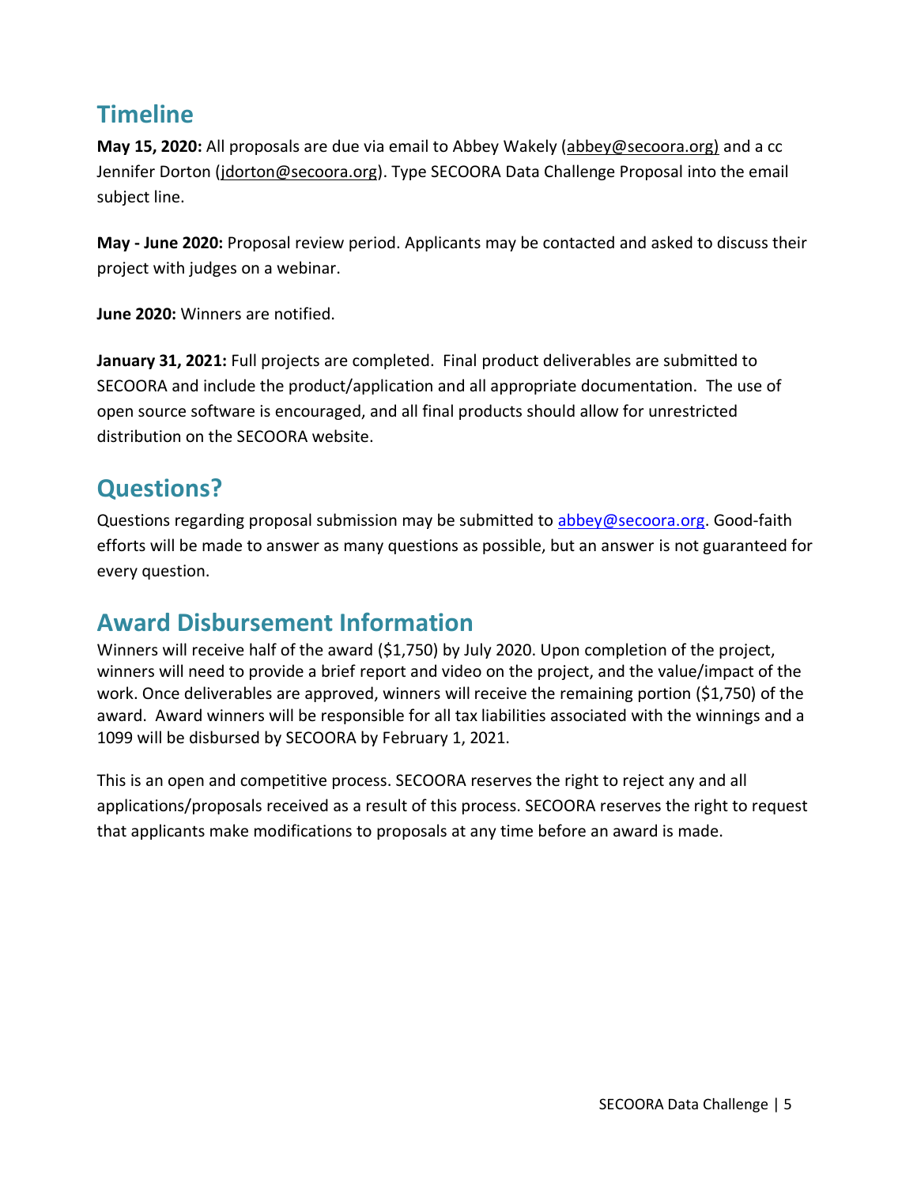## Timeline

**May 15, 2020:** All proposals are due via email to Abbey Wakely (abbey@secoora.org) and a cc Jennifer Dorton (jdorton@secoora.org). Type SECOORA Data Challenge Proposal into the email subject line.

**May - June 2020:** Proposal review period. Applicants may be contacted and asked to discuss their project with judges on a webinar.

**June 2020:** Winners are notified.

**January 31, 2021:** Full projects are completed. Final product deliverables are submitted to SECOORA and include the product/application and all appropriate documentation. The use of open source software is encouraged, and all final products should allow for unrestricted distribution on the SECOORA website.

## Questions?

Questions regarding proposal submission may be submitted to abbey@secoora.org. Good-faith efforts will be made to answer as many questions as possible, but an answer is not guaranteed for every question.

## Award Disbursement Information

Winners will receive half of the award ($1,750) by July 2020. Upon completion of the project, winners will need to provide a brief report and video on the project, and the value/impact of the work. Once deliverables are approved, winners will receive the remaining portion ($1,750) of the award. Award winners will be responsible for all tax liabilities associated with the winnings and a 1099 will be disbursed by SECOORA by February 1, 2021.

This is an open and competitive process. SECOORA reserves the right to reject any and all applications/proposals received as a result of this process. SECOORA reserves the right to request that applicants make modifications to proposals at any time before an award is made.